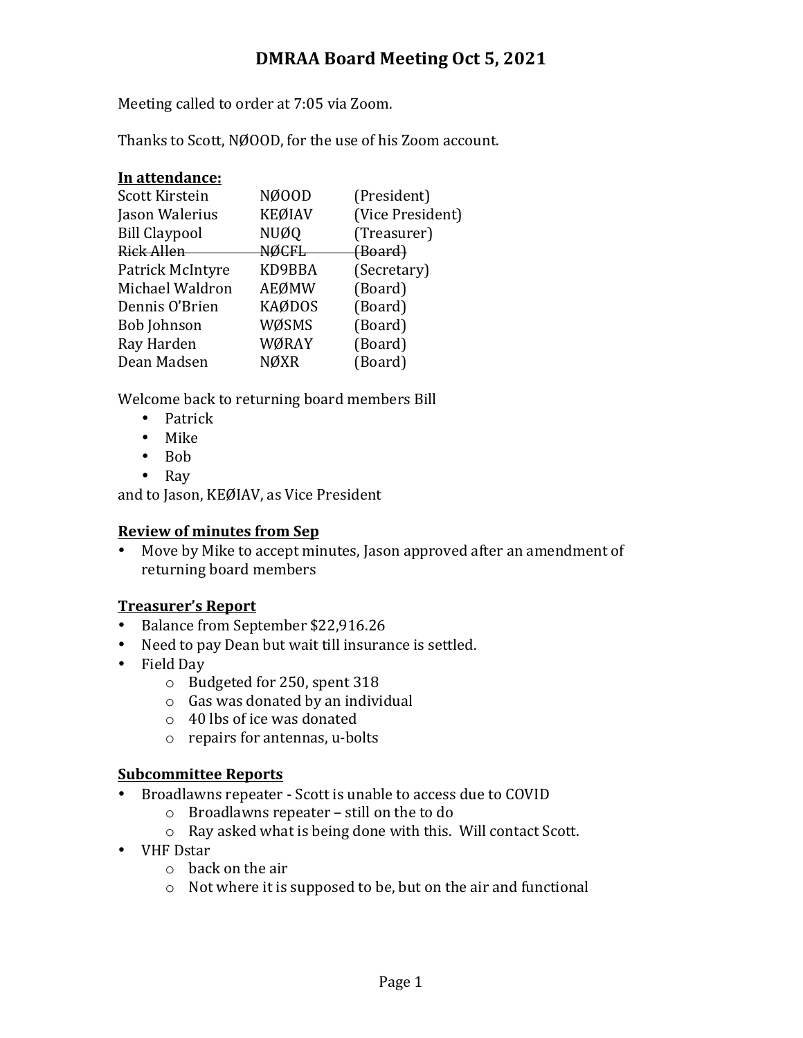# DMRAA Board Meeting Oct 5, 2021

Meeting called to order at 7:05 via Zoom.

Thanks to Scott, NØOOD, for the use of his Zoom account.

**In attendance:**

| | | |
|---|---|---|
| Scott Kirstein | NØOOD | (President) |
| Jason Walerius | KEØIAV | (Vice President) |
| Bill Claypool | NUØQ | (Treasurer) |
| ~~Rick Allen~~ | ~~NØCFL~~ | ~~(Board)~~ |
| Patrick McIntyre | KD9BBA | (Secretary) |
| Michael Waldron | AEØMW | (Board) |
| Dennis O'Brien | KAØDOS | (Board) |
| Bob Johnson | WØSMS | (Board) |
| Ray Harden | WØRAY | (Board) |
| Dean Madsen | NØXR | (Board) |

Welcome back to returning board members Bill

- Patrick
- Mike
- Bob
- Ray

and to Jason, KEØIAV, as Vice President

**Review of minutes from Sep**

- Move by Mike to accept minutes, Jason approved after an amendment of returning board members

**Treasurer's Report**

- Balance from September $22,916.26
- Need to pay Dean but wait till insurance is settled.
- Field Day
  - Budgeted for 250, spent 318
  - Gas was donated by an individual
  - 40 lbs of ice was donated
  - repairs for antennas, u-bolts

**Subcommittee Reports**

- Broadlawns repeater - Scott is unable to access due to COVID
  - Broadlawns repeater – still on the to do
  - Ray asked what is being done with this. Will contact Scott.
- VHF Dstar
  - back on the air
  - Not where it is supposed to be, but on the air and functional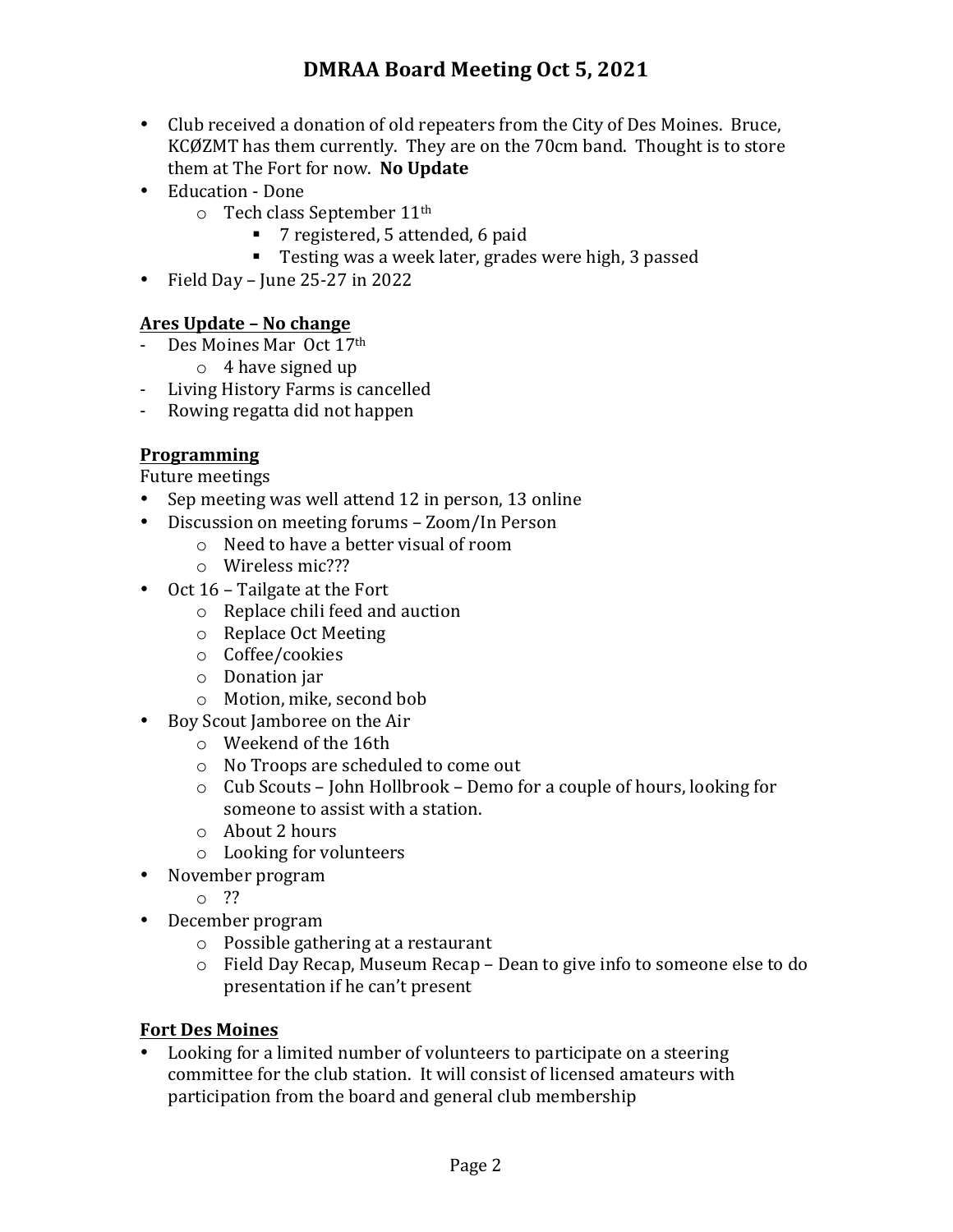- Club received a donation of old repeaters from the City of Des Moines. Bruce, KCØZMT has them currently. They are on the 70cm band. Thought is to store them at The Fort for now. **No Update**
- Education - Done
  - Tech class September 11th
    - 7 registered, 5 attended, 6 paid
    - Testing was a week later, grades were high, 3 passed
- Field Day – June 25-27 in 2022

**<u>Ares Update – No change</u>**

- Des Moines Mar Oct 17th
  - 4 have signed up
- Living History Farms is cancelled
- Rowing regatta did not happen

**<u>Programming</u>**

Future meetings

- Sep meeting was well attend 12 in person, 13 online
- Discussion on meeting forums – Zoom/In Person
  - Need to have a better visual of room
  - Wireless mic???
- Oct 16 – Tailgate at the Fort
  - Replace chili feed and auction
  - Replace Oct Meeting
  - Coffee/cookies
  - Donation jar
  - Motion, mike, second bob
- Boy Scout Jamboree on the Air
  - Weekend of the 16th
  - No Troops are scheduled to come out
  - Cub Scouts – John Hollbrook – Demo for a couple of hours, looking for someone to assist with a station.
  - About 2 hours
  - Looking for volunteers
- November program
  - ??
- December program
  - Possible gathering at a restaurant
  - Field Day Recap, Museum Recap – Dean to give info to someone else to do presentation if he can't present

**<u>Fort Des Moines</u>**

- Looking for a limited number of volunteers to participate on a steering committee for the club station. It will consist of licensed amateurs with participation from the board and general club membership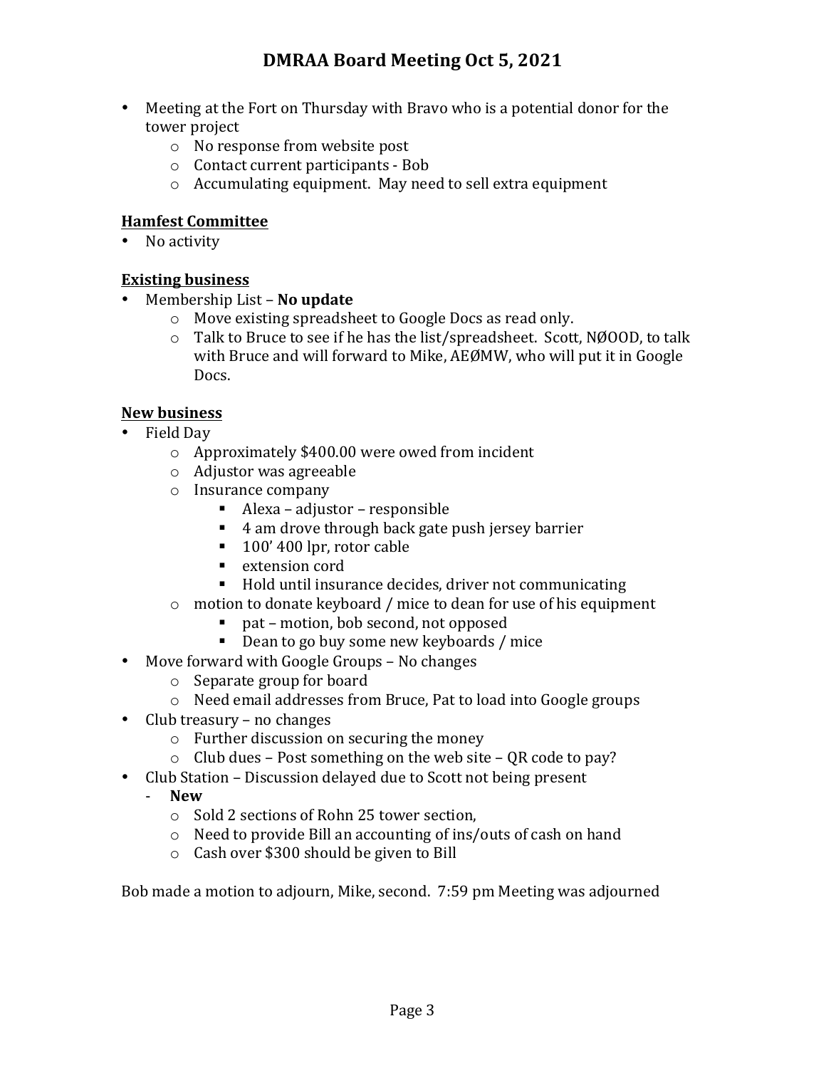- Meeting at the Fort on Thursday with Bravo who is a potential donor for the tower project
  - No response from website post
  - Contact current participants - Bob
  - Accumulating equipment. May need to sell extra equipment

**Hamfest Committee**

- No activity

**Existing business**

- Membership List – **No update**
  - Move existing spreadsheet to Google Docs as read only.
  - Talk to Bruce to see if he has the list/spreadsheet. Scott, NØOOD, to talk with Bruce and will forward to Mike, AEØMW, who will put it in Google Docs.

**New business**

- Field Day
  - Approximately $400.00 were owed from incident
  - Adjustor was agreeable
  - Insurance company
    - Alexa – adjustor – responsible
    - 4 am drove through back gate push jersey barrier
    - 100' 400 lpr, rotor cable
    - extension cord
    - Hold until insurance decides, driver not communicating
  - motion to donate keyboard / mice to dean for use of his equipment
    - pat – motion, bob second, not opposed
    - Dean to go buy some new keyboards / mice
- Move forward with Google Groups – No changes
  - Separate group for board
  - Need email addresses from Bruce, Pat to load into Google groups
- Club treasury – no changes
  - Further discussion on securing the money
  - Club dues – Post something on the web site – QR code to pay?
- Club Station – Discussion delayed due to Scott not being present
  - **New**
    - Sold 2 sections of Rohn 25 tower section,
    - Need to provide Bill an accounting of ins/outs of cash on hand
    - Cash over $300 should be given to Bill

Bob made a motion to adjourn, Mike, second. 7:59 pm Meeting was adjourned